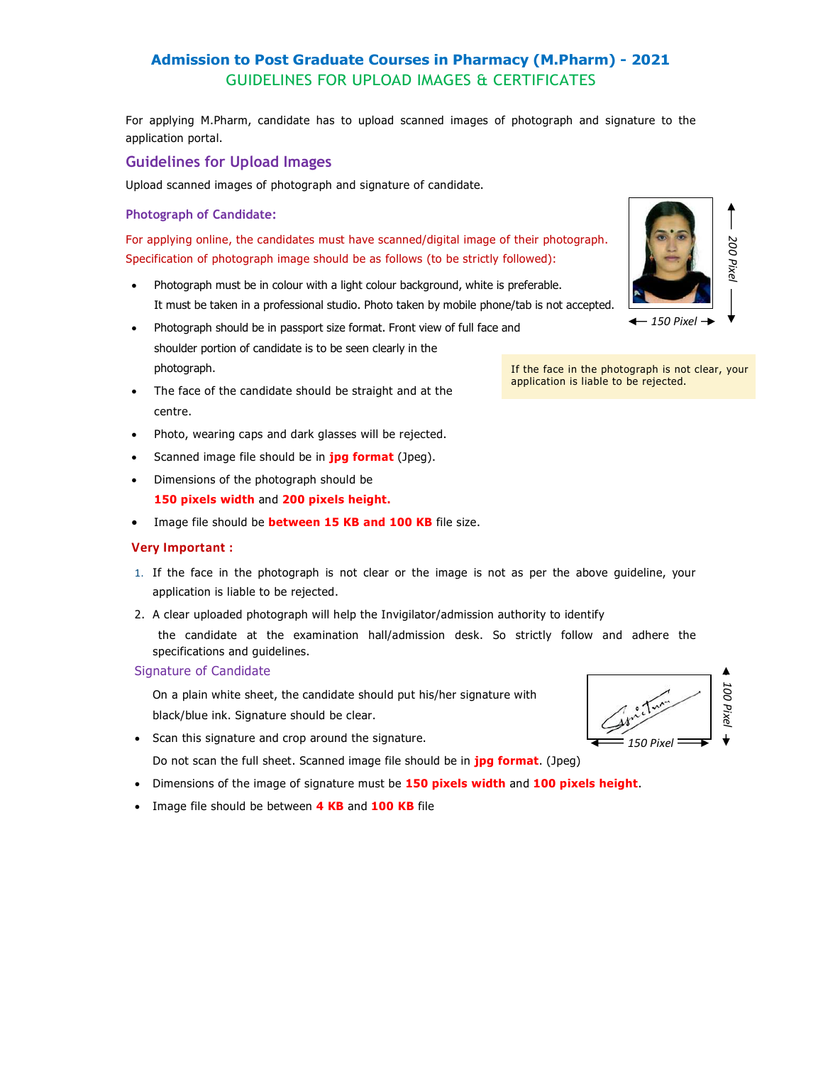# Admission to Post Graduate Courses in Pharmacy (M.Pharm) - 2021

## GUIDELINES FOR UPLOAD IMAGES & CERTIFICATES

For applying M.Pharm, candidate has to upload scanned images of photograph and signature to the application portal.

## Guidelines for Upload Images

Upload scanned images of photograph and signature of candidate.

### Photograph of Candidate:

For applying online, the candidates must have scanned/digital image of their photograph. Specification of photograph image should be as follows (to be strictly followed):

- Photograph must be in colour with a light colour background, white is preferable. It must be taken in a professional studio. Photo taken by mobile phone/tab is not accepted.
- Photograph should be in passport size format. Front view of full face and shoulder portion of candidate is to be seen clearly in the photograph.
- The face of the candidate should be straight and at the centre.
- Photo, wearing caps and dark glasses will be rejected.
- Scanned image file should be in **jpg format** (Jpeg).
- Dimensions of the photograph should be **150 pixels width** and **200 pixels height.**
- Image file should be **between 15 KB and 100 KB** file size.

150 Pixel × 200 Pixel

If the face in the photograph is not clear, your application is liable to be rejected.

**Very Important :**

1. If the face in the photograph is not clear or the image is not as per the above guideline, your application is liable to be rejected.
2. A clear uploaded photograph will help the Invigilator/admission authority to identify the candidate at the examination hall/admission desk. So strictly follow and adhere the specifications and guidelines.

### Signature of Candidate

On a plain white sheet, the candidate should put his/her signature with black/blue ink. Signature should be clear.

- Scan this signature and crop around the signature. Do not scan the full sheet. Scanned image file should be in **jpg format**. (Jpeg)
- Dimensions of the image of signature must be **150 pixels width** and **100 pixels height**.
- Image file should be between **4 KB** and **100 KB** file

150 Pixel × 100 Pixel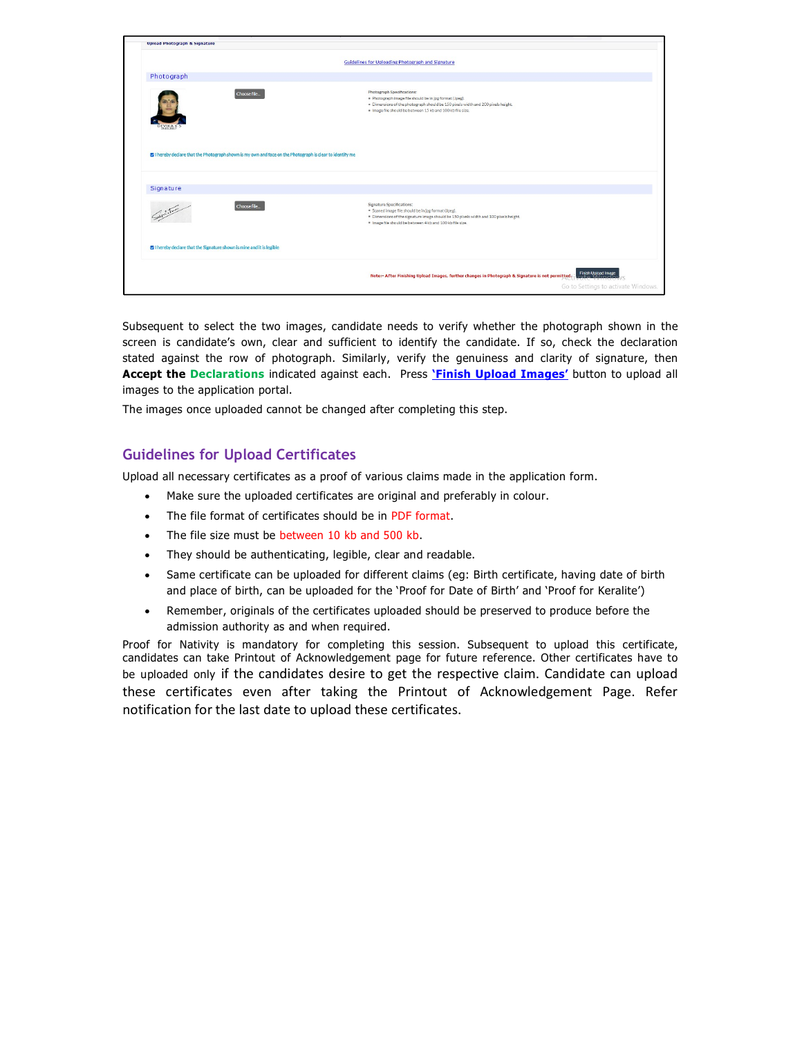Subsequent to select the two images, candidate needs to verify whether the photograph shown in the screen is candidate's own, clear and sufficient to identify the candidate. If so, check the declaration stated against the row of photograph. Similarly, verify the genuineness and clarity of signature, then **Accept the Declarations** indicated against each. Press **'Finish Upload Images'** button to upload all images to the application portal.

The images once uploaded cannot be changed after completing this step.

## Guidelines for Upload Certificates

Upload all necessary certificates as a proof of various claims made in the application form.

- Make sure the uploaded certificates are original and preferably in colour.
- The file format of certificates should be in PDF format.
- The file size must be between 10 kb and 500 kb.
- They should be authenticating, legible, clear and readable.
- Same certificate can be uploaded for different claims (eg: Birth certificate, having date of birth and place of birth, can be uploaded for the 'Proof for Date of Birth' and 'Proof for Keralite')
- Remember, originals of the certificates uploaded should be preserved to produce before the admission authority as and when required.

Proof for Nativity is mandatory for completing this session. Subsequent to upload this certificate, candidates can take Printout of Acknowledgement page for future reference. Other certificates have to be uploaded only if the candidates desire to get the respective claim. Candidate can upload these certificates even after taking the Printout of Acknowledgement Page. Refer notification for the last date to upload these certificates.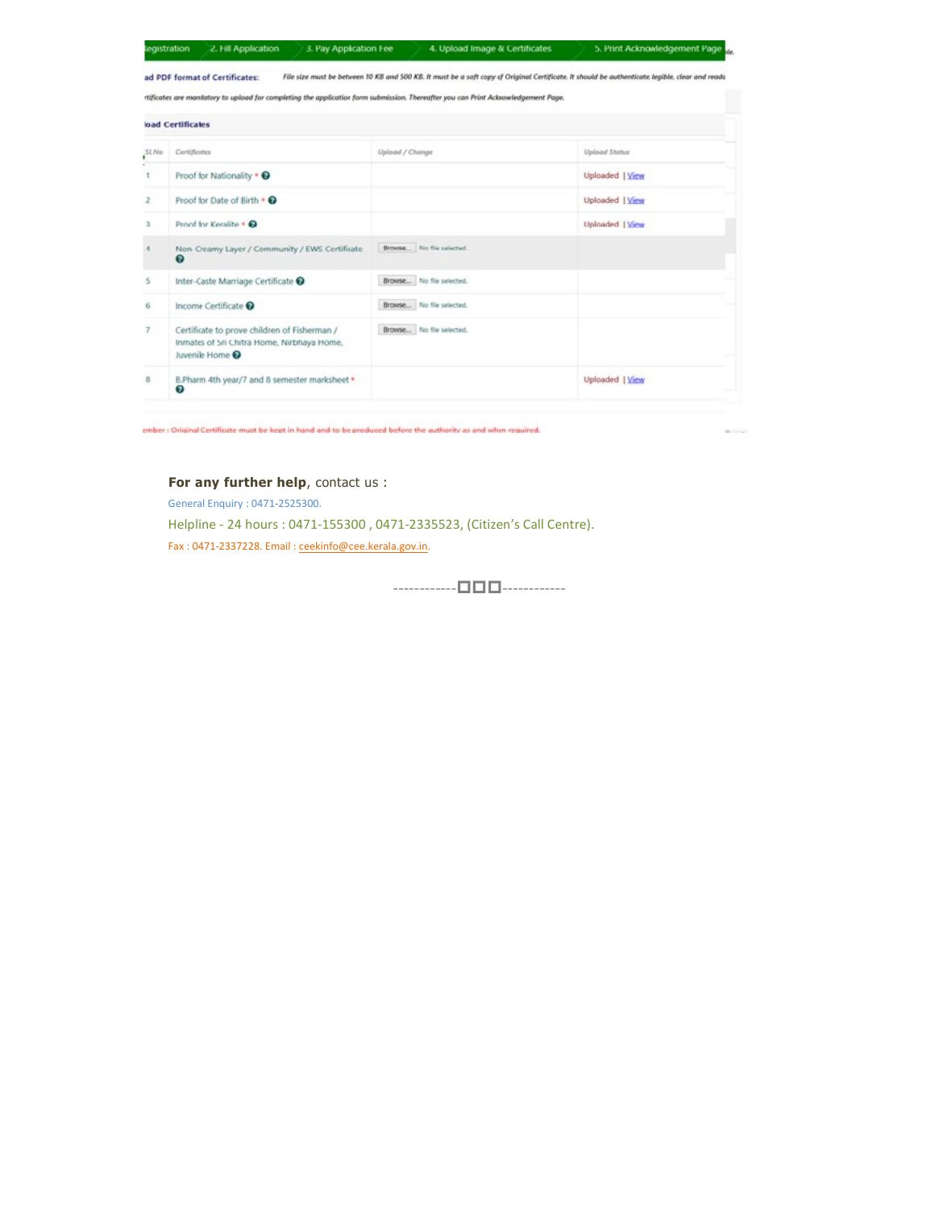| Registration | 2. Fill Application | 3. Pay Application Fee | 4. Upload Image & Certificates | 5. Print Acknowledgement Page |
|---|---|---|---|---|

**Upload PDF format of Certificates:** *File size must be between 10 KB and 500 KB. It must be a soft copy of Original Certificate. It should be authenticate, legible, clear and readable.*

*Certificates are mandatory to upload for completing the application form submission. Thereafter you can Print Acknowledgement Page.*

**Upload Certificates**

| Sl.No | Certificates | Upload / Change | Upload Status |
|---|---|---|---|
| 1 | Proof for Nationality * | | Uploaded \| View |
| 2 | Proof for Date of Birth * | | Uploaded \| View |
| 3 | Proof for Keralite * | | Uploaded \| View |
| 4 | Non Creamy Layer / Community / EWS Certificate | Browse... No file selected. | |
| 5 | Inter-Caste Marriage Certificate | Browse... No file selected. | |
| 6 | Income Certificate | Browse... No file selected. | |
| 7 | Certificate to prove children of Fisherman / Inmates of Sri Chitra Home, Nirbhaya Home, Juvenile Home | Browse... No file selected. | |
| 8 | B.Pharm 4th year/7 and 8 semester marksheet * | | Uploaded \| View |

Remember : Original Certificate must be kept in hand and to be produced before the authority as and when required.

**For any further help**, contact us :

General Enquiry : 0471-2525300.

Helpline - 24 hours : 0471-155300 , 0471-2335523, (Citizen's Call Centre).

Fax : 0471-2337228. Email : ceekinfo@cee.kerala.gov.in.

------------□□□-----------